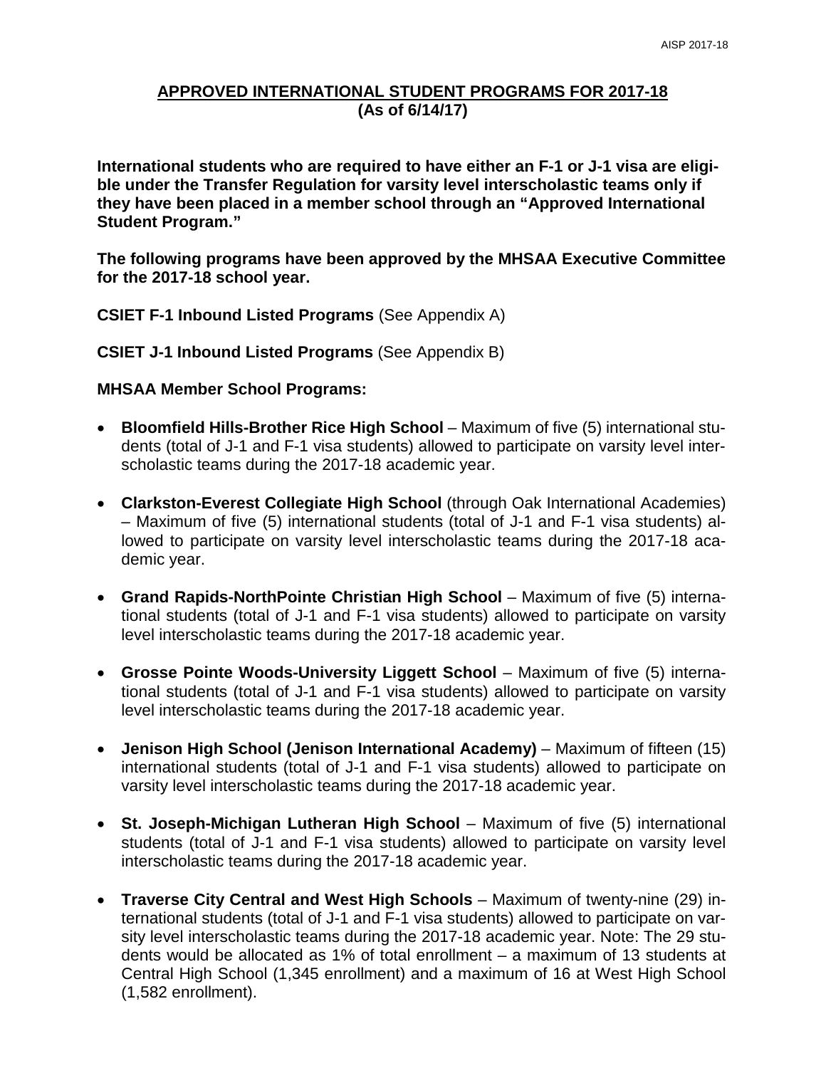## APPROVED INTERNATIONAL STUDENT PROGRAMS FOR 2017-18
**(As of 6/14/17)**

**International students who are required to have either an F-1 or J-1 visa are eligible under the Transfer Regulation for varsity level interscholastic teams only if they have been placed in a member school through an "Approved International Student Program."**

**The following programs have been approved by the MHSAA Executive Committee for the 2017-18 school year.**

**CSIET F-1 Inbound Listed Programs** (See Appendix A)

**CSIET J-1 Inbound Listed Programs** (See Appendix B)

**MHSAA Member School Programs:**

- **Bloomfield Hills-Brother Rice High School** – Maximum of five (5) international students (total of J-1 and F-1 visa students) allowed to participate on varsity level interscholastic teams during the 2017-18 academic year.
- **Clarkston-Everest Collegiate High School** (through Oak International Academies) – Maximum of five (5) international students (total of J-1 and F-1 visa students) allowed to participate on varsity level interscholastic teams during the 2017-18 academic year.
- **Grand Rapids-NorthPointe Christian High School** – Maximum of five (5) international students (total of J-1 and F-1 visa students) allowed to participate on varsity level interscholastic teams during the 2017-18 academic year.
- **Grosse Pointe Woods-University Liggett School** – Maximum of five (5) international students (total of J-1 and F-1 visa students) allowed to participate on varsity level interscholastic teams during the 2017-18 academic year.
- **Jenison High School (Jenison International Academy)** – Maximum of fifteen (15) international students (total of J-1 and F-1 visa students) allowed to participate on varsity level interscholastic teams during the 2017-18 academic year.
- **St. Joseph-Michigan Lutheran High School** – Maximum of five (5) international students (total of J-1 and F-1 visa students) allowed to participate on varsity level interscholastic teams during the 2017-18 academic year.
- **Traverse City Central and West High Schools** – Maximum of twenty-nine (29) international students (total of J-1 and F-1 visa students) allowed to participate on varsity level interscholastic teams during the 2017-18 academic year. Note: The 29 students would be allocated as 1% of total enrollment – a maximum of 13 students at Central High School (1,345 enrollment) and a maximum of 16 at West High School (1,582 enrollment).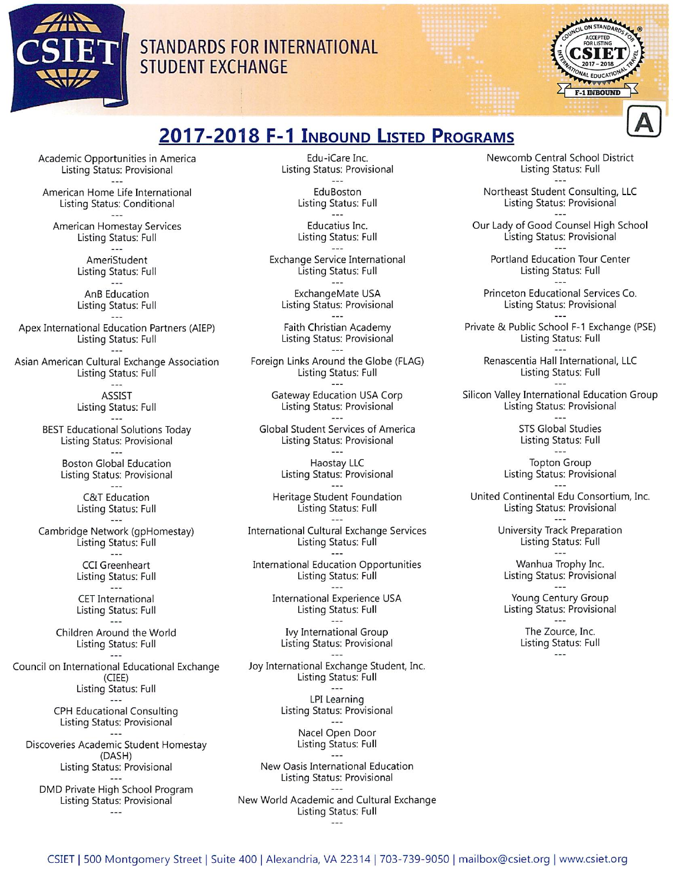# CSIET STANDARDS FOR INTERNATIONAL STUDENT EXCHANGE

## 2017-2018 F-1 Inbound Listed Programs

A

Academic Opportunities in America
Listing Status: Provisional

---

American Home Life International
Listing Status: Conditional

---

American Homestay Services
Listing Status: Full

---

AmeriStudent
Listing Status: Full

---

AnB Education
Listing Status: Full

---

Apex International Education Partners (AIEP)
Listing Status: Full

---

Asian American Cultural Exchange Association
Listing Status: Full

---

ASSIST
Listing Status: Full

---

BEST Educational Solutions Today
Listing Status: Provisional

---

Boston Global Education
Listing Status: Provisional

---

C&T Education
Listing Status: Full

---

Cambridge Network (gpHomestay)
Listing Status: Full

---

CCI Greenheart
Listing Status: Full

---

CET International
Listing Status: Full

---

Children Around the World
Listing Status: Full

---

Council on International Educational Exchange (CIEE)
Listing Status: Full

---

CPH Educational Consulting
Listing Status: Provisional

---

Discoveries Academic Student Homestay (DASH)
Listing Status: Provisional

---

DMD Private High School Program
Listing Status: Provisional

---

Edu-iCare Inc.
Listing Status: Provisional

---

EduBoston
Listing Status: Full

---

Educatius Inc.
Listing Status: Full

---

Exchange Service International
Listing Status: Full

---

ExchangeMate USA
Listing Status: Provisional

---

Faith Christian Academy
Listing Status: Provisional

---

Foreign Links Around the Globe (FLAG)
Listing Status: Full

---

Gateway Education USA Corp
Listing Status: Provisional

---

Global Student Services of America
Listing Status: Provisional

---

Haostay LLC
Listing Status: Provisional

---

Heritage Student Foundation
Listing Status: Full

---

International Cultural Exchange Services
Listing Status: Full

---

International Education Opportunities
Listing Status: Full

---

International Experience USA
Listing Status: Full

---

Ivy International Group
Listing Status: Provisional

---

Joy International Exchange Student, Inc.
Listing Status: Full

---

LPI Learning
Listing Status: Provisional

---

Nacel Open Door
Listing Status: Full

---

New Oasis International Education
Listing Status: Provisional

---

New World Academic and Cultural Exchange
Listing Status: Full

---

Newcomb Central School District
Listing Status: Full

---

Northeast Student Consulting, LLC
Listing Status: Provisional

---

Our Lady of Good Counsel High School
Listing Status: Provisional

---

Portland Education Tour Center
Listing Status: Full

---

Princeton Educational Services Co.
Listing Status: Provisional

---

Private & Public School F-1 Exchange (PSE)
Listing Status: Full

---

Renascentia Hall International, LLC
Listing Status: Full

---

Silicon Valley International Education Group
Listing Status: Provisional

---

STS Global Studies
Listing Status: Full

---

Topton Group
Listing Status: Provisional

---

United Continental Edu Consortium, Inc.
Listing Status: Provisional

---

University Track Preparation
Listing Status: Full

---

Wanhua Trophy Inc.
Listing Status: Provisional

---

Young Century Group
Listing Status: Provisional

---

The Zource, Inc.
Listing Status: Full

---

CSIET | 500 Montgomery Street | Suite 400 | Alexandria, VA 22314 | 703-739-9050 | mailbox@csiet.org | www.csiet.org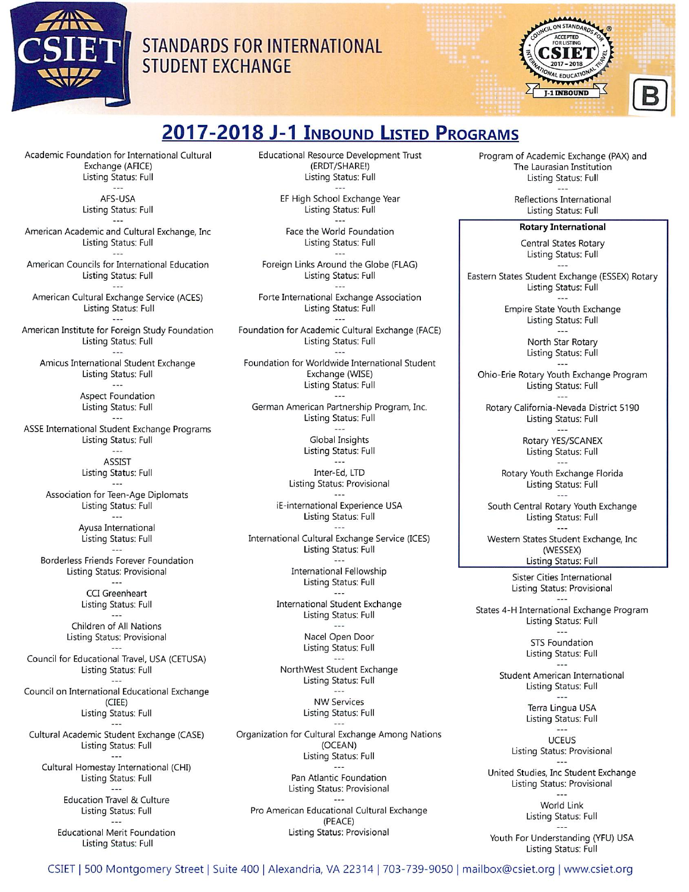# STANDARDS FOR INTERNATIONAL STUDENT EXCHANGE

## 2017-2018 J-1 Inbound Listed Programs

Academic Foundation for International Cultural Exchange (AFICE)
Listing Status: Full

---

AFS-USA
Listing Status: Full

---

American Academic and Cultural Exchange, Inc
Listing Status: Full

---

American Councils for International Education
Listing Status: Full

---

American Cultural Exchange Service (ACES)
Listing Status: Full

---

American Institute for Foreign Study Foundation
Listing Status: Full

---

Amicus International Student Exchange
Listing Status: Full

---

Aspect Foundation
Listing Status: Full

---

ASSE International Student Exchange Programs
Listing Status: Full

---

ASSIST
Listing Status: Full

---

Association for Teen-Age Diplomats
Listing Status: Full

---

Ayusa International
Listing Status: Full

---

Borderless Friends Forever Foundation
Listing Status: Provisional

---

CCI Greenheart
Listing Status: Full

---

Children of All Nations
Listing Status: Provisional

---

Council for Educational Travel, USA (CETUSA)
Listing Status: Full

---

Council on International Educational Exchange (CIEE)
Listing Status: Full

---

Cultural Academic Student Exchange (CASE)
Listing Status: Full

---

Cultural Homestay International (CHI)
Listing Status: Full

---

Education Travel & Culture
Listing Status: Full

---

Educational Merit Foundation
Listing Status: Full

---

Educational Resource Development Trust (ERDT/SHARE!)
Listing Status: Full

---

EF High School Exchange Year
Listing Status: Full

---

Face the World Foundation
Listing Status: Full

---

Foreign Links Around the Globe (FLAG)
Listing Status: Full

---

Forte International Exchange Association
Listing Status: Full

---

Foundation for Academic Cultural Exchange (FACE)
Listing Status: Full

---

Foundation for Worldwide International Student Exchange (WISE)
Listing Status: Full

---

German American Partnership Program, Inc.
Listing Status: Full

---

Global Insights
Listing Status: Full

---

Inter-Ed, LTD
Listing Status: Provisional

---

iE-international Experience USA
Listing Status: Full

---

International Cultural Exchange Service (ICES)
Listing Status: Full

---

International Fellowship
Listing Status: Full

---

International Student Exchange
Listing Status: Full

---

Nacel Open Door
Listing Status: Full

---

NorthWest Student Exchange
Listing Status: Full

---

NW Services
Listing Status: Full

---

Organization for Cultural Exchange Among Nations (OCEAN)
Listing Status: Full

---

Pan Atlantic Foundation
Listing Status: Provisional

---

Pro American Educational Cultural Exchange (PEACE)
Listing Status: Provisional

Program of Academic Exchange (PAX) and The Laurasian Institution
Listing Status: Full

---

Reflections International
Listing Status: Full

**Rotary International**

Central States Rotary
Listing Status: Full

---

Eastern States Student Exchange (ESSEX) Rotary
Listing Status: Full

---

Empire State Youth Exchange
Listing Status: Full

---

North Star Rotary
Listing Status: Full

---

Ohio-Erie Rotary Youth Exchange Program
Listing Status: Full

---

Rotary California-Nevada District 5190
Listing Status: Full

---

Rotary YES/SCANEX
Listing Status: Full

---

Rotary Youth Exchange Florida
Listing Status: Full

---

South Central Rotary Youth Exchange
Listing Status: Full

---

Western States Student Exchange, Inc (WESSEX)
Listing Status: Full

Sister Cities International
Listing Status: Provisional

---

States 4-H International Exchange Program
Listing Status: Full

---

STS Foundation
Listing Status: Full

---

Student American International
Listing Status: Full

---

Terra Lingua USA
Listing Status: Full

---

UCEUS
Listing Status: Provisional

---

United Studies, Inc Student Exchange
Listing Status: Provisional

---

World Link
Listing Status: Full

---

Youth For Understanding (YFU) USA
Listing Status: Full

CSIET | 500 Montgomery Street | Suite 400 | Alexandria, VA 22314 | 703-739-9050 | mailbox@csiet.org | www.csiet.org